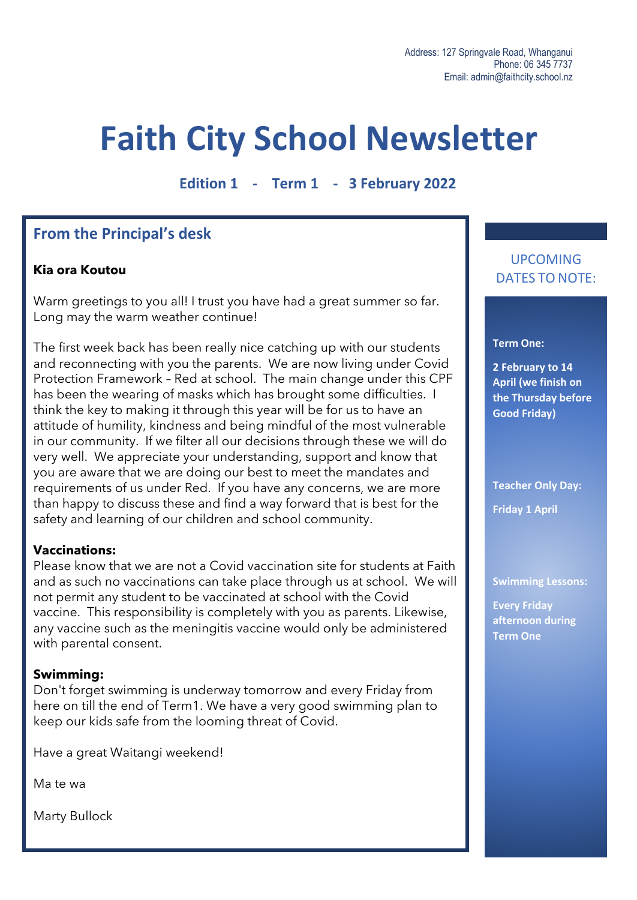Address: 127 Springvale Road, Whanganui
Phone: 06 345 7737
Email: admin@faithcity.school.nz

# Faith City School Newsletter

### Edition 1 - Term 1 - 3 February 2022

## From the Principal's desk

**Kia ora Koutou**

Warm greetings to you all! I trust you have had a great summer so far. Long may the warm weather continue!

The first week back has been really nice catching up with our students and reconnecting with you the parents. We are now living under Covid Protection Framework – Red at school. The main change under this CPF has been the wearing of masks which has brought some difficulties. I think the key to making it through this year will be for us to have an attitude of humility, kindness and being mindful of the most vulnerable in our community. If we filter all our decisions through these we will do very well. We appreciate your understanding, support and know that you are aware that we are doing our best to meet the mandates and requirements of us under Red. If you have any concerns, we are more than happy to discuss these and find a way forward that is best for the safety and learning of our children and school community.

**Vaccinations:**
Please know that we are not a Covid vaccination site for students at Faith and as such no vaccinations can take place through us at school. We will not permit any student to be vaccinated at school with the Covid vaccine. This responsibility is completely with you as parents. Likewise, any vaccine such as the meningitis vaccine would only be administered with parental consent.

**Swimming:**
Don't forget swimming is underway tomorrow and every Friday from here on till the end of Term1. We have a very good swimming plan to keep our kids safe from the looming threat of Covid.

Have a great Waitangi weekend!

Ma te wa

Marty Bullock

## UPCOMING DATES TO NOTE:

**Term One:**

**2 February to 14 April (we finish on the Thursday before Good Friday)**

**Teacher Only Day:**

**Friday 1 April**

**Swimming Lessons:**

**Every Friday afternoon during Term One**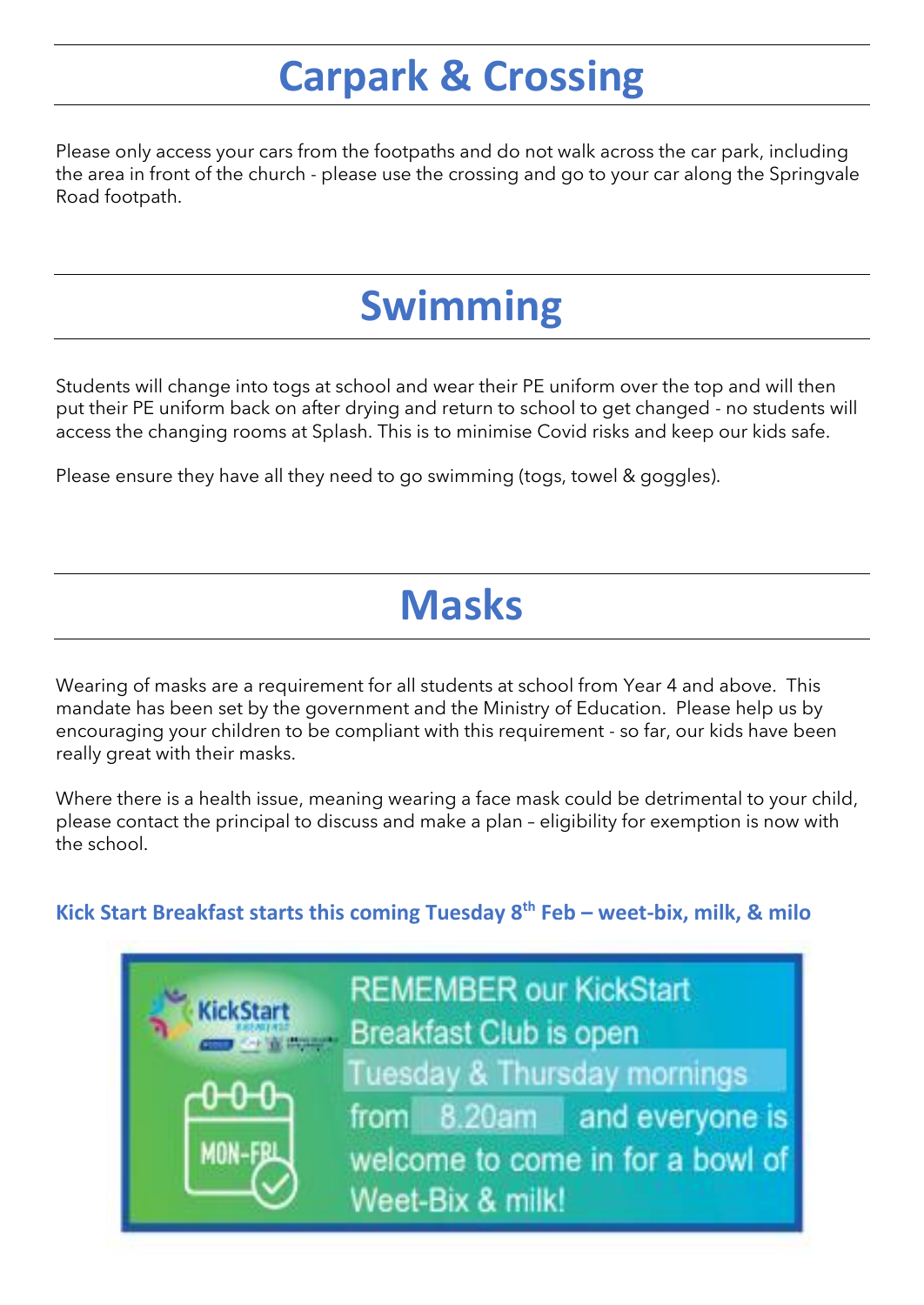# Carpark & Crossing

Please only access your cars from the footpaths and do not walk across the car park, including the area in front of the church - please use the crossing and go to your car along the Springvale Road footpath.

# Swimming

Students will change into togs at school and wear their PE uniform over the top and will then put their PE uniform back on after drying and return to school to get changed - no students will access the changing rooms at Splash. This is to minimise Covid risks and keep our kids safe.

Please ensure they have all they need to go swimming (togs, towel & goggles).

# Masks

Wearing of masks are a requirement for all students at school from Year 4 and above. This mandate has been set by the government and the Ministry of Education. Please help us by encouraging your children to be compliant with this requirement - so far, our kids have been really great with their masks.

Where there is a health issue, meaning wearing a face mask could be detrimental to your child, please contact the principal to discuss and make a plan – eligibility for exemption is now with the school.

### Kick Start Breakfast starts this coming Tuesday 8th Feb – weet-bix, milk, & milo

REMEMBER our KickStart Breakfast Club is open Tuesday & Thursday mornings from 8.20am and everyone is welcome to come in for a bowl of Weet-Bix & milk!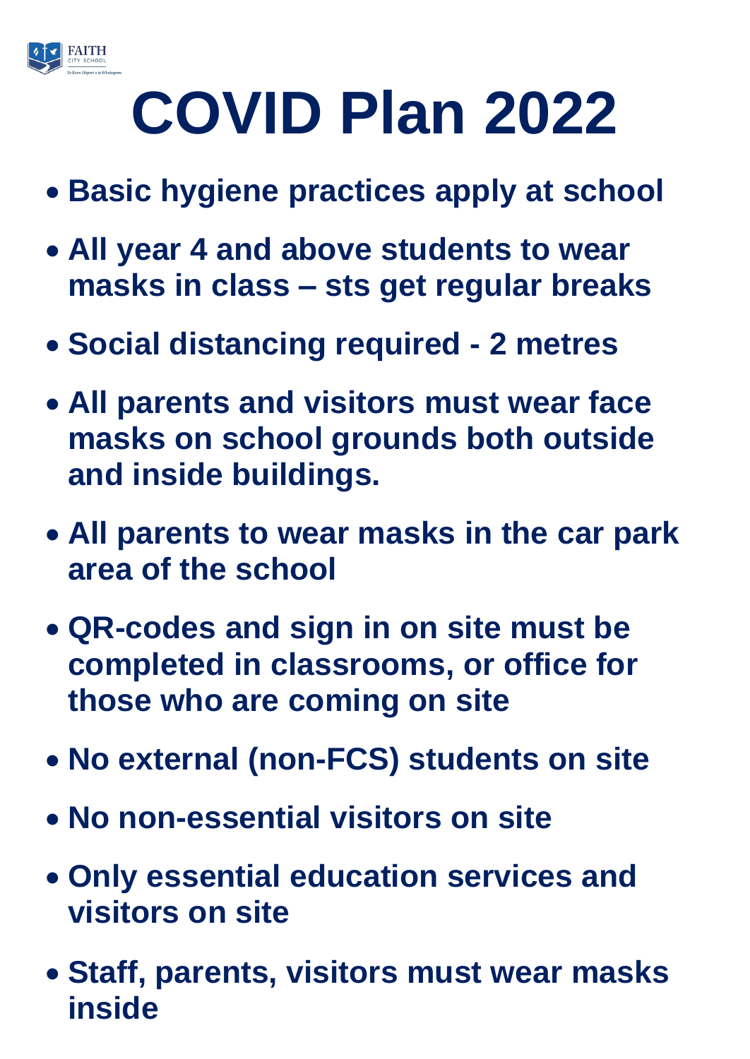FAITH
CITY SCHOOL
Te Kura Hāpori o te Whakapono

# COVID Plan 2022

- **Basic hygiene practices apply at school**
- **All year 4 and above students to wear masks in class – sts get regular breaks**
- **Social distancing required - 2 metres**
- **All parents and visitors must wear face masks on school grounds both outside and inside buildings.**
- **All parents to wear masks in the car park area of the school**
- **QR-codes and sign in on site must be completed in classrooms, or office for those who are coming on site**
- **No external (non-FCS) students on site**
- **No non-essential visitors on site**
- **Only essential education services and visitors on site**
- **Staff, parents, visitors must wear masks inside**